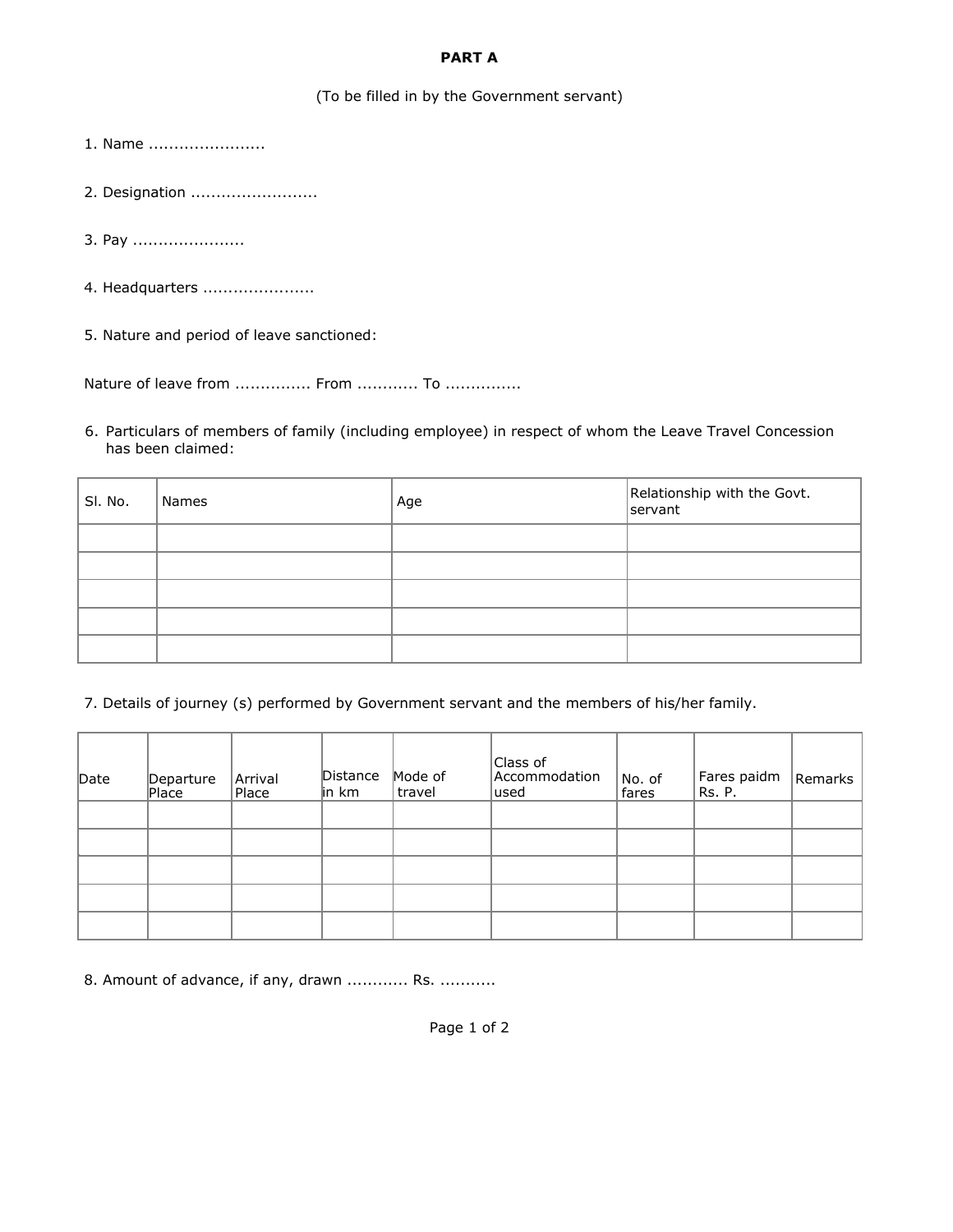## PART A

(To be filled in by the Government servant)

1. Name .......................

2. Designation .........................

3. Pay ......................

4. Headquarters ......................

5. Nature and period of leave sanctioned:

Nature of leave from ............... From ............ To ...............

6. Particulars of members of family (including employee) in respect of whom the Leave Travel Concession has been claimed:

| Sl. No. | Names | Age | Relationship with the Govt. servant |
|---|---|---|---|
| | | | |
| | | | |
| | | | |
| | | | |
| | | | |

7. Details of journey (s) performed by Government servant and the members of his/her family.

| Date | Departure Place | Arrival Place | Distance in km | Mode of travel | Class of Accommodation used | No. of fares | Fares paidm Rs. P. | Remarks |
|---|---|---|---|---|---|---|---|---|
| | | | | | | | | |
| | | | | | | | | |
| | | | | | | | | |
| | | | | | | | | |
| | | | | | | | | |

8. Amount of advance, if any, drawn ............ Rs. ...........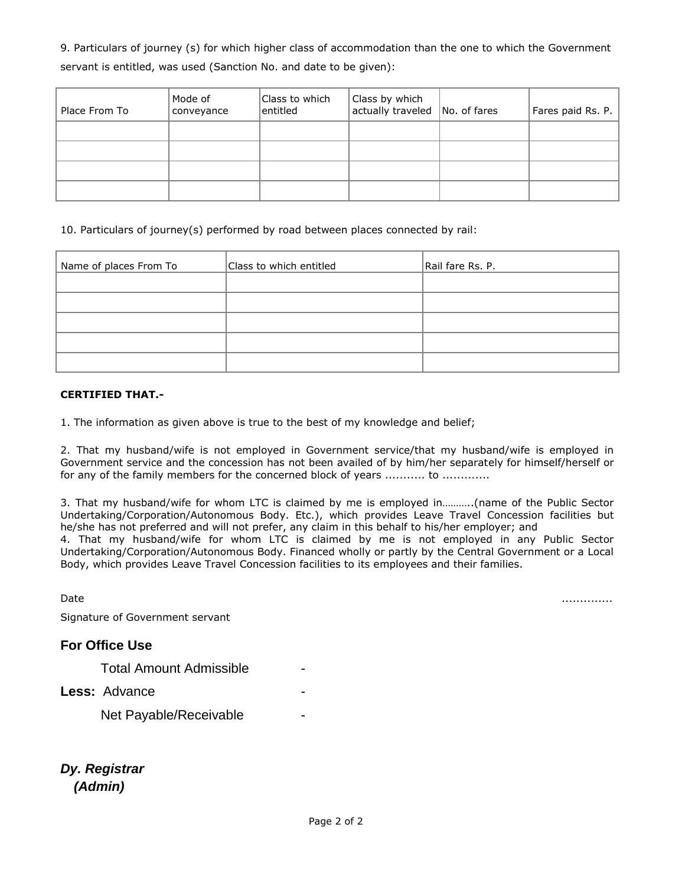9. Particulars of journey (s) for which higher class of accommodation than the one to which the Government servant is entitled, was used (Sanction No. and date to be given):

| Place From To | Mode of conveyance | Class to which entitled | Class by which actually traveled | No. of fares | Fares paid Rs. P. |
|---|---|---|---|---|---|
| | | | | | |
| | | | | | |
| | | | | | |
| | | | | | |

10. Particulars of journey(s) performed by road between places connected by rail:

| Name of places From To | Class to which entitled | Rail fare Rs. P. |
|---|---|---|
| | | |
| | | |
| | | |
| | | |
| | | |

**CERTIFIED THAT.-**

1. The information as given above is true to the best of my knowledge and belief;

2. That my husband/wife is not employed in Government service/that my husband/wife is employed in Government service and the concession has not been availed of by him/her separately for himself/herself or for any of the family members for the concerned block of years ........... to .............

3. That my husband/wife for whom LTC is claimed by me is employed in………..(name of the Public Sector Undertaking/Corporation/Autonomous Body. Etc.), which provides Leave Travel Concession facilities but he/she has not preferred and will not prefer, any claim in this behalf to his/her employer; and

4. That my husband/wife for whom LTC is claimed by me is not employed in any Public Sector Undertaking/Corporation/Autonomous Body. Financed wholly or partly by the Central Government or a Local Body, which provides Leave Travel Concession facilities to its employees and their families.

Date .............

Signature of Government servant

## For Office Use

Total Amount Admissible -

**Less:** Advance -

Net Payable/Receivable -

***Dy. Registrar***
***(Admin)***